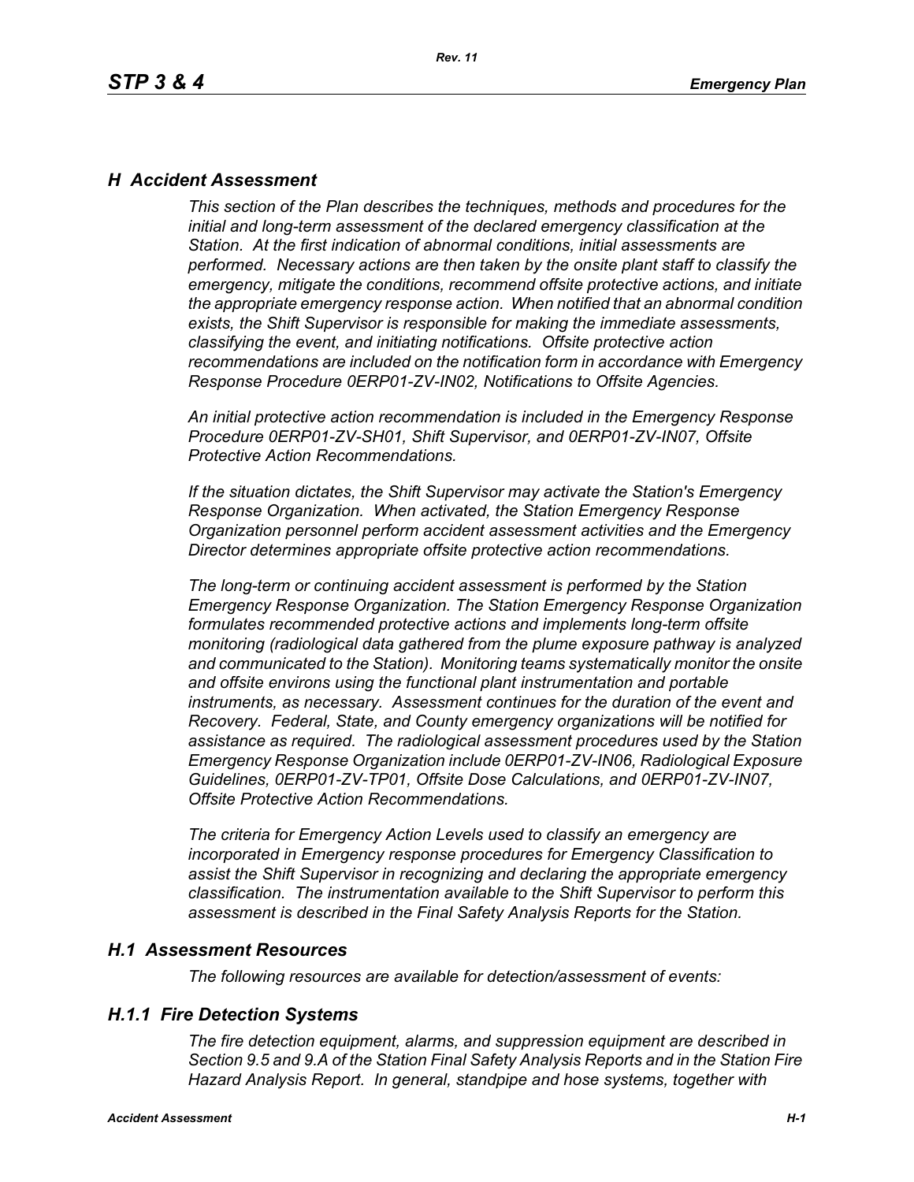# *H Accident Assessment*

*This section of the Plan describes the techniques, methods and procedures for the initial and long-term assessment of the declared emergency classification at the Station. At the first indication of abnormal conditions, initial assessments are performed. Necessary actions are then taken by the onsite plant staff to classify the emergency, mitigate the conditions, recommend offsite protective actions, and initiate the appropriate emergency response action. When notified that an abnormal condition exists, the Shift Supervisor is responsible for making the immediate assessments, classifying the event, and initiating notifications. Offsite protective action recommendations are included on the notification form in accordance with Emergency Response Procedure 0ERP01-ZV-IN02, Notifications to Offsite Agencies.*

*An initial protective action recommendation is included in the Emergency Response Procedure 0ERP01-ZV-SH01, Shift Supervisor, and 0ERP01-ZV-IN07, Offsite Protective Action Recommendations.*

*If the situation dictates, the Shift Supervisor may activate the Station's Emergency Response Organization. When activated, the Station Emergency Response Organization personnel perform accident assessment activities and the Emergency Director determines appropriate offsite protective action recommendations.*

*The long-term or continuing accident assessment is performed by the Station Emergency Response Organization. The Station Emergency Response Organization formulates recommended protective actions and implements long-term offsite monitoring (radiological data gathered from the plume exposure pathway is analyzed and communicated to the Station). Monitoring teams systematically monitor the onsite and offsite environs using the functional plant instrumentation and portable instruments, as necessary. Assessment continues for the duration of the event and Recovery. Federal, State, and County emergency organizations will be notified for assistance as required. The radiological assessment procedures used by the Station Emergency Response Organization include 0ERP01-ZV-IN06, Radiological Exposure Guidelines, 0ERP01-ZV-TP01, Offsite Dose Calculations, and 0ERP01-ZV-IN07, Offsite Protective Action Recommendations.*

*The criteria for Emergency Action Levels used to classify an emergency are incorporated in Emergency response procedures for Emergency Classification to assist the Shift Supervisor in recognizing and declaring the appropriate emergency classification. The instrumentation available to the Shift Supervisor to perform this assessment is described in the Final Safety Analysis Reports for the Station.*

## *H.1 Assessment Resources*

*The following resources are available for detection/assessment of events:*

### *H.1.1 Fire Detection Systems*

*The fire detection equipment, alarms, and suppression equipment are described in Section 9.5 and 9.A of the Station Final Safety Analysis Reports and in the Station Fire Hazard Analysis Report. In general, standpipe and hose systems, together with*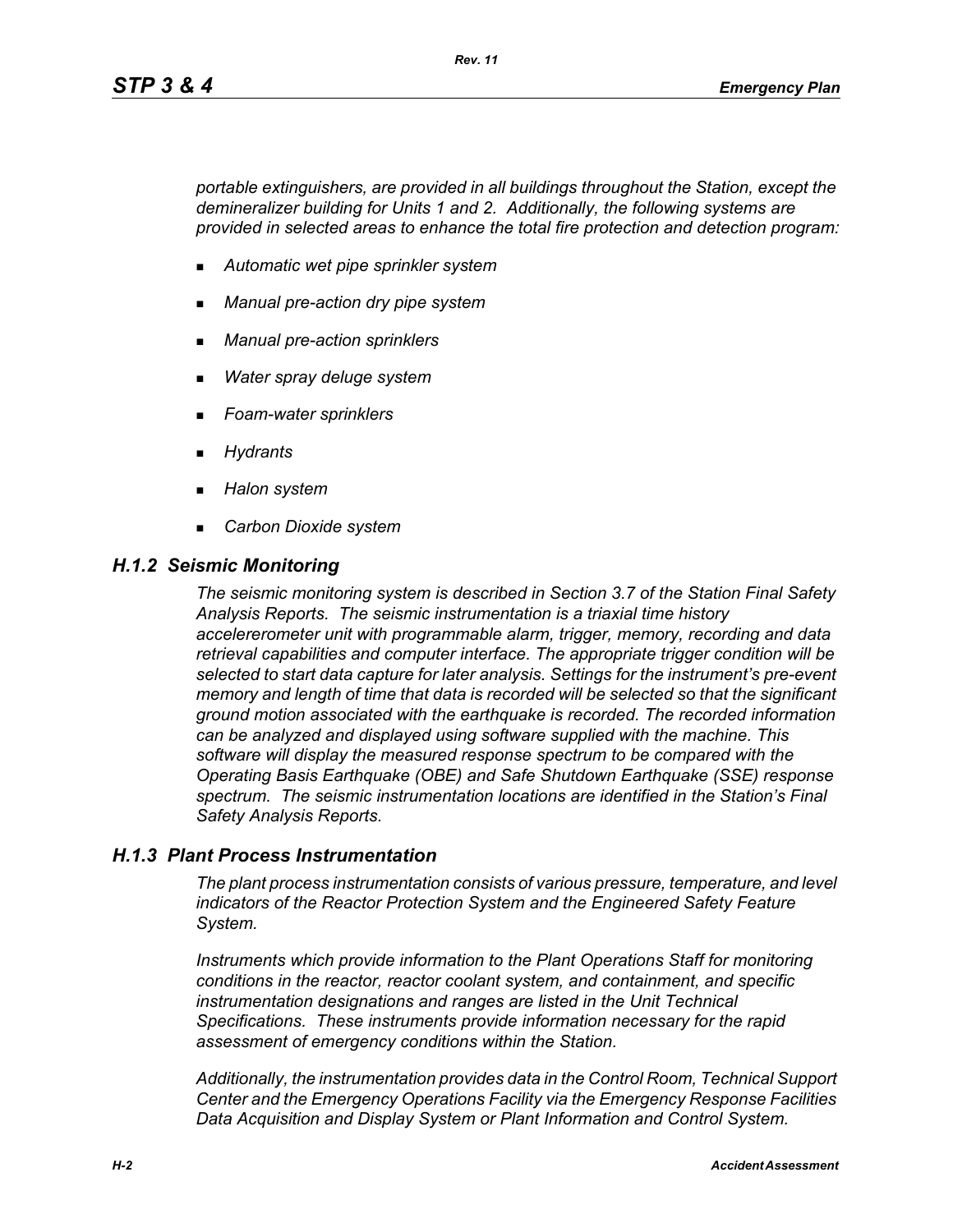*portable extinguishers, are provided in all buildings throughout the Station, except the demineralizer building for Units 1 and 2. Additionally, the following systems are provided in selected areas to enhance the total fire protection and detection program:*

- *Automatic wet pipe sprinkler system*
- *Manual pre-action dry pipe system*
- *Manual pre-action sprinklers*
- *Water spray deluge system*
- *Foam-water sprinklers*
- *Hydrants*
- *Halon system*
- *Carbon Dioxide system*

### *H.1.2 Seismic Monitoring*

*The seismic monitoring system is described in Section 3.7 of the Station Final Safety Analysis Reports. The seismic instrumentation is a triaxial time history accelererometer unit with programmable alarm, trigger, memory, recording and data retrieval capabilities and computer interface. The appropriate trigger condition will be selected to start data capture for later analysis. Settings for the instrument's pre-event memory and length of time that data is recorded will be selected so that the significant ground motion associated with the earthquake is recorded. The recorded information can be analyzed and displayed using software supplied with the machine. This software will display the measured response spectrum to be compared with the Operating Basis Earthquake (OBE) and Safe Shutdown Earthquake (SSE) response spectrum. The seismic instrumentation locations are identified in the Station's Final Safety Analysis Reports.*

### *H.1.3 Plant Process Instrumentation*

*The plant process instrumentation consists of various pressure, temperature, and level indicators of the Reactor Protection System and the Engineered Safety Feature System.*

*Instruments which provide information to the Plant Operations Staff for monitoring conditions in the reactor, reactor coolant system, and containment, and specific instrumentation designations and ranges are listed in the Unit Technical Specifications. These instruments provide information necessary for the rapid assessment of emergency conditions within the Station.*

*Additionally, the instrumentation provides data in the Control Room, Technical Support Center and the Emergency Operations Facility via the Emergency Response Facilities Data Acquisition and Display System or Plant Information and Control System.*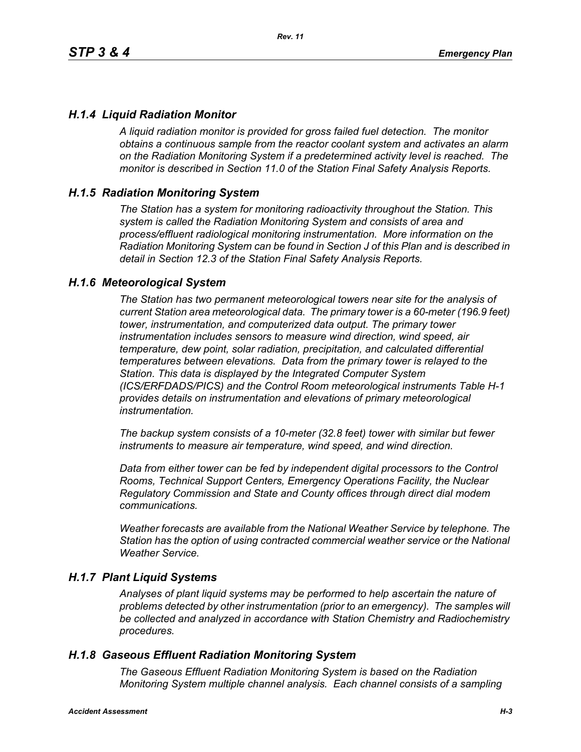### *H.1.4 Liquid Radiation Monitor*

*A liquid radiation monitor is provided for gross failed fuel detection. The monitor obtains a continuous sample from the reactor coolant system and activates an alarm on the Radiation Monitoring System if a predetermined activity level is reached. The monitor is described in Section 11.0 of the Station Final Safety Analysis Reports.*

### *H.1.5 Radiation Monitoring System*

*The Station has a system for monitoring radioactivity throughout the Station. This system is called the Radiation Monitoring System and consists of area and process/effluent radiological monitoring instrumentation. More information on the Radiation Monitoring System can be found in Section J of this Plan and is described in detail in Section 12.3 of the Station Final Safety Analysis Reports.*

### *H.1.6 Meteorological System*

*The Station has two permanent meteorological towers near site for the analysis of current Station area meteorological data. The primary tower is a 60-meter (196.9 feet) tower, instrumentation, and computerized data output. The primary tower instrumentation includes sensors to measure wind direction, wind speed, air temperature, dew point, solar radiation, precipitation, and calculated differential temperatures between elevations. Data from the primary tower is relayed to the Station. This data is displayed by the Integrated Computer System (ICS/ERFDADS/PICS) and the Control Room meteorological instruments Table H-1 provides details on instrumentation and elevations of primary meteorological instrumentation.*

*The backup system consists of a 10-meter (32.8 feet) tower with similar but fewer instruments to measure air temperature, wind speed, and wind direction.*

*Data from either tower can be fed by independent digital processors to the Control Rooms, Technical Support Centers, Emergency Operations Facility, the Nuclear Regulatory Commission and State and County offices through direct dial modem communications.*

*Weather forecasts are available from the National Weather Service by telephone. The Station has the option of using contracted commercial weather service or the National Weather Service.*

### *H.1.7 Plant Liquid Systems*

*Analyses of plant liquid systems may be performed to help ascertain the nature of problems detected by other instrumentation (prior to an emergency). The samples will be collected and analyzed in accordance with Station Chemistry and Radiochemistry procedures.*

### *H.1.8 Gaseous Effluent Radiation Monitoring System*

*The Gaseous Effluent Radiation Monitoring System is based on the Radiation Monitoring System multiple channel analysis. Each channel consists of a sampling*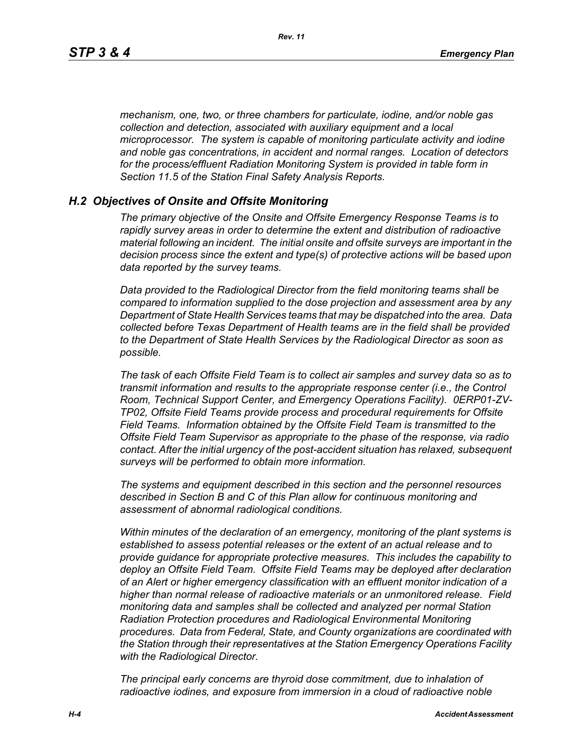*mechanism, one, two, or three chambers for particulate, iodine, and/or noble gas collection and detection, associated with auxiliary equipment and a local microprocessor. The system is capable of monitoring particulate activity and iodine and noble gas concentrations, in accident and normal ranges. Location of detectors for the process/effluent Radiation Monitoring System is provided in table form in Section 11.5 of the Station Final Safety Analysis Reports.*

## *H.2 Objectives of Onsite and Offsite Monitoring*

*The primary objective of the Onsite and Offsite Emergency Response Teams is to rapidly survey areas in order to determine the extent and distribution of radioactive material following an incident. The initial onsite and offsite surveys are important in the decision process since the extent and type(s) of protective actions will be based upon data reported by the survey teams.*

*Data provided to the Radiological Director from the field monitoring teams shall be compared to information supplied to the dose projection and assessment area by any Department of State Health Services teams that may be dispatched into the area. Data collected before Texas Department of Health teams are in the field shall be provided to the Department of State Health Services by the Radiological Director as soon as possible.*

*The task of each Offsite Field Team is to collect air samples and survey data so as to transmit information and results to the appropriate response center (i.e., the Control Room, Technical Support Center, and Emergency Operations Facility). 0ERP01-ZV-TP02, Offsite Field Teams provide process and procedural requirements for Offsite Field Teams. Information obtained by the Offsite Field Team is transmitted to the Offsite Field Team Supervisor as appropriate to the phase of the response, via radio contact. After the initial urgency of the post-accident situation has relaxed, subsequent surveys will be performed to obtain more information.*

*The systems and equipment described in this section and the personnel resources described in Section B and C of this Plan allow for continuous monitoring and assessment of abnormal radiological conditions.*

*Within minutes of the declaration of an emergency, monitoring of the plant systems is established to assess potential releases or the extent of an actual release and to provide guidance for appropriate protective measures. This includes the capability to deploy an Offsite Field Team. Offsite Field Teams may be deployed after declaration of an Alert or higher emergency classification with an effluent monitor indication of a higher than normal release of radioactive materials or an unmonitored release. Field monitoring data and samples shall be collected and analyzed per normal Station Radiation Protection procedures and Radiological Environmental Monitoring procedures. Data from Federal, State, and County organizations are coordinated with the Station through their representatives at the Station Emergency Operations Facility with the Radiological Director.*

*The principal early concerns are thyroid dose commitment, due to inhalation of radioactive iodines, and exposure from immersion in a cloud of radioactive noble*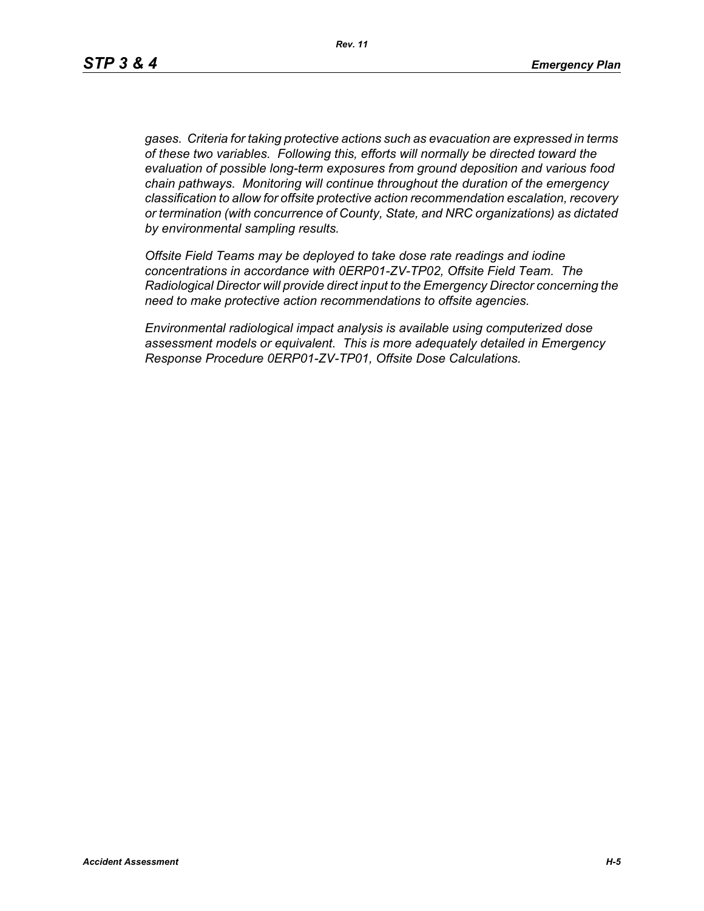*gases. Criteria for taking protective actions such as evacuation are expressed in terms of these two variables. Following this, efforts will normally be directed toward the evaluation of possible long-term exposures from ground deposition and various food chain pathways. Monitoring will continue throughout the duration of the emergency classification to allow for offsite protective action recommendation escalation, recovery or termination (with concurrence of County, State, and NRC organizations) as dictated by environmental sampling results.*

*Offsite Field Teams may be deployed to take dose rate readings and iodine concentrations in accordance with 0ERP01-ZV-TP02, Offsite Field Team. The Radiological Director will provide direct input to the Emergency Director concerning the need to make protective action recommendations to offsite agencies.*

*Environmental radiological impact analysis is available using computerized dose assessment models or equivalent. This is more adequately detailed in Emergency Response Procedure 0ERP01-ZV-TP01, Offsite Dose Calculations.*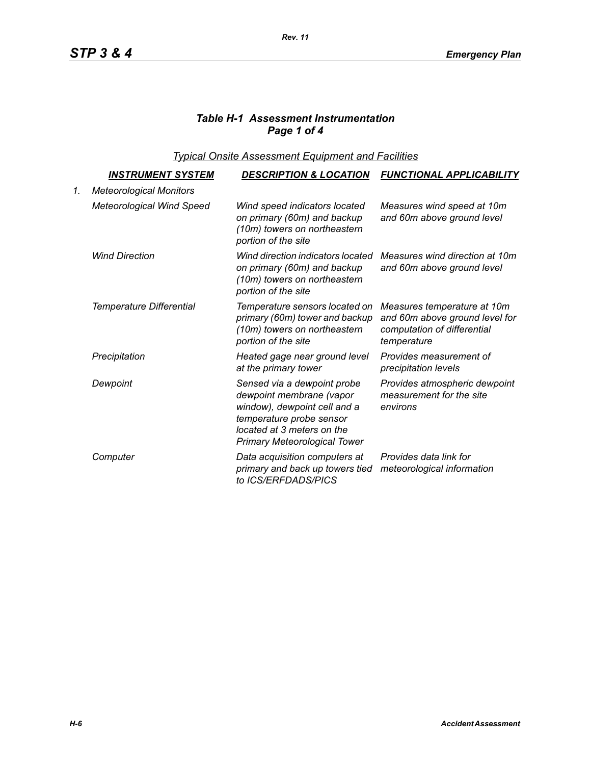### *Table H-1 Assessment Instrumentation*
### *Page 1 of 4*

*Typical Onsite Assessment Equipment and Facilities*

| | INSTRUMENT SYSTEM | DESCRIPTION & LOCATION | FUNCTIONAL APPLICABILITY |
|---|---|---|---|
| 1. | *Meteorological Monitors* | | |
| | *Meteorological Wind Speed* | *Wind speed indicators located on primary (60m) and backup (10m) towers on northeastern portion of the site* | *Measures wind speed at 10m and 60m above ground level* |
| | *Wind Direction* | *Wind direction indicators located on primary (60m) and backup (10m) towers on northeastern portion of the site* | *Measures wind direction at 10m and 60m above ground level* |
| | *Temperature Differential* | *Temperature sensors located on primary (60m) tower and backup (10m) towers on northeastern portion of the site* | *Measures temperature at 10m and 60m above ground level for computation of differential temperature* |
| | *Precipitation* | *Heated gage near ground level at the primary tower* | *Provides measurement of precipitation levels* |
| | *Dewpoint* | *Sensed via a dewpoint probe dewpoint membrane (vapor window), dewpoint cell and a temperature probe sensor located at 3 meters on the Primary Meteorological Tower* | *Provides atmospheric dewpoint measurement for the site environs* |
| | *Computer* | *Data acquisition computers at primary and back up towers tied to ICS/ERFDADS/PICS* | *Provides data link for meteorological information* |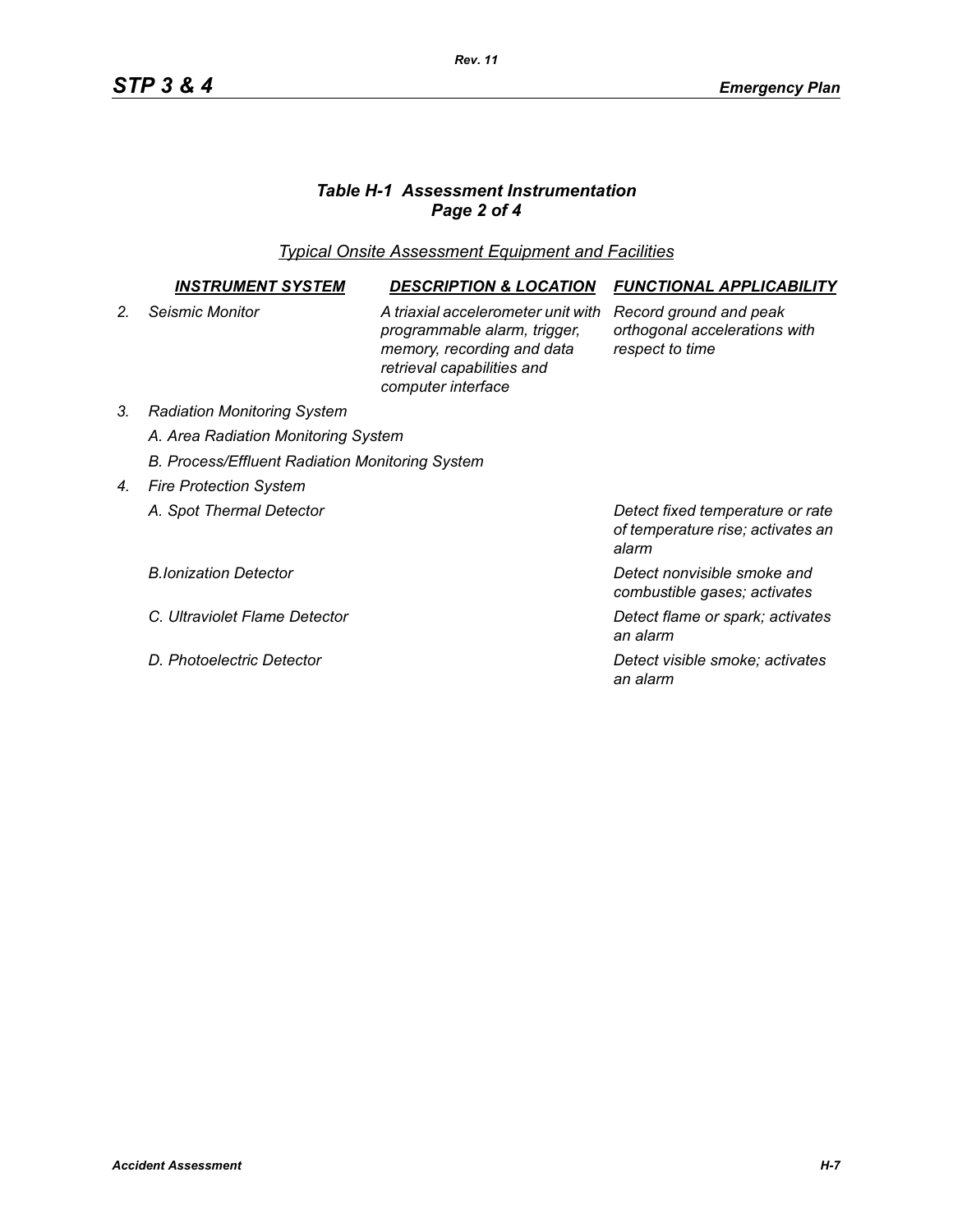### *Table H-1 Assessment Instrumentation*
### *Page 2 of 4*

*Typical Onsite Assessment Equipment and Facilities*

| | INSTRUMENT SYSTEM | DESCRIPTION & LOCATION | FUNCTIONAL APPLICABILITY |
|---|---|---|---|
| *2.* | *Seismic Monitor* | *A triaxial accelerometer unit with programmable alarm, trigger, memory, recording and data retrieval capabilities and computer interface* | *Record ground and peak orthogonal accelerations with respect to time* |
| *3.* | *Radiation Monitoring System* | | |
| | *A. Area Radiation Monitoring System* | | |
| | *B. Process/Effluent Radiation Monitoring System* | | |
| *4.* | *Fire Protection System* | | |
| | *A. Spot Thermal Detector* | | *Detect fixed temperature or rate of temperature rise; activates an alarm* |
| | *B.Ionization Detector* | | *Detect nonvisible smoke and combustible gases; activates* |
| | *C. Ultraviolet Flame Detector* | | *Detect flame or spark; activates an alarm* |
| | *D. Photoelectric Detector* | | *Detect visible smoke; activates an alarm* |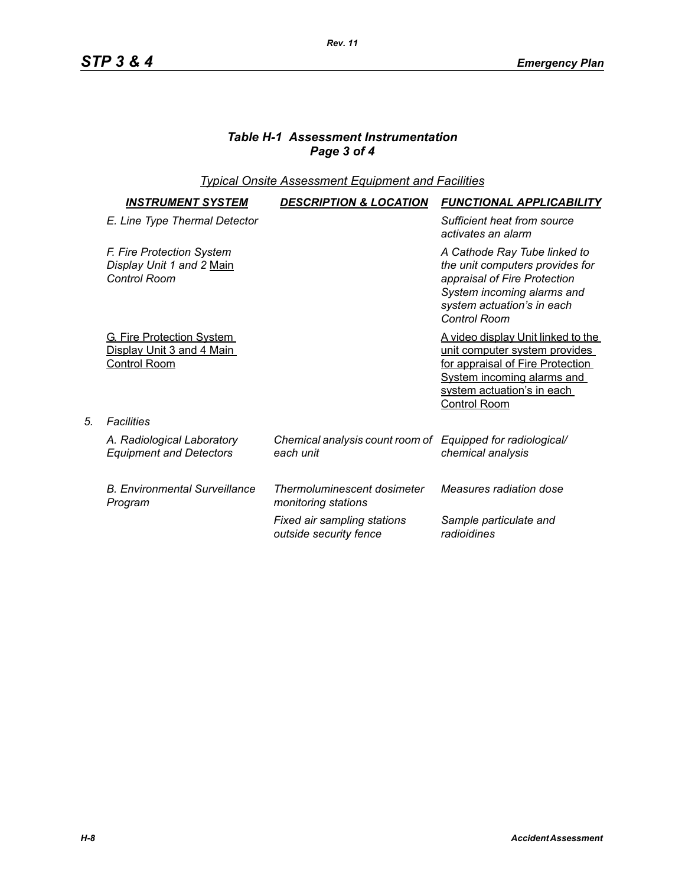### *Table H-1 Assessment Instrumentation*
### *Page 3 of 4*

*Typical Onsite Assessment Equipment and Facilities*

| | *INSTRUMENT SYSTEM* | *DESCRIPTION & LOCATION* | *FUNCTIONAL APPLICABILITY* |
|---|---|---|---|
| | *E. Line Type Thermal Detector* | | *Sufficient heat from source activates an alarm* |
| | *F. Fire Protection System Display Unit 1 and 2* Main *Control Room* | | *A Cathode Ray Tube linked to the unit computers provides for appraisal of Fire Protection System incoming alarms and system actuation's in each Control Room* |
| | G. Fire Protection System Display Unit 3 and 4 Main Control Room | | A video display Unit linked to the unit computer system provides for appraisal of Fire Protection System incoming alarms and system actuation's in each Control Room |
| *5.* | *Facilities* | | |
| | *A. Radiological Laboratory Equipment and Detectors* | *Chemical analysis count room of each unit* | *Equipped for radiological/ chemical analysis* |
| | *B. Environmental Surveillance Program* | *Thermoluminescent dosimeter monitoring stations* | *Measures radiation dose* |
| | | *Fixed air sampling stations outside security fence* | *Sample particulate and radioidines* |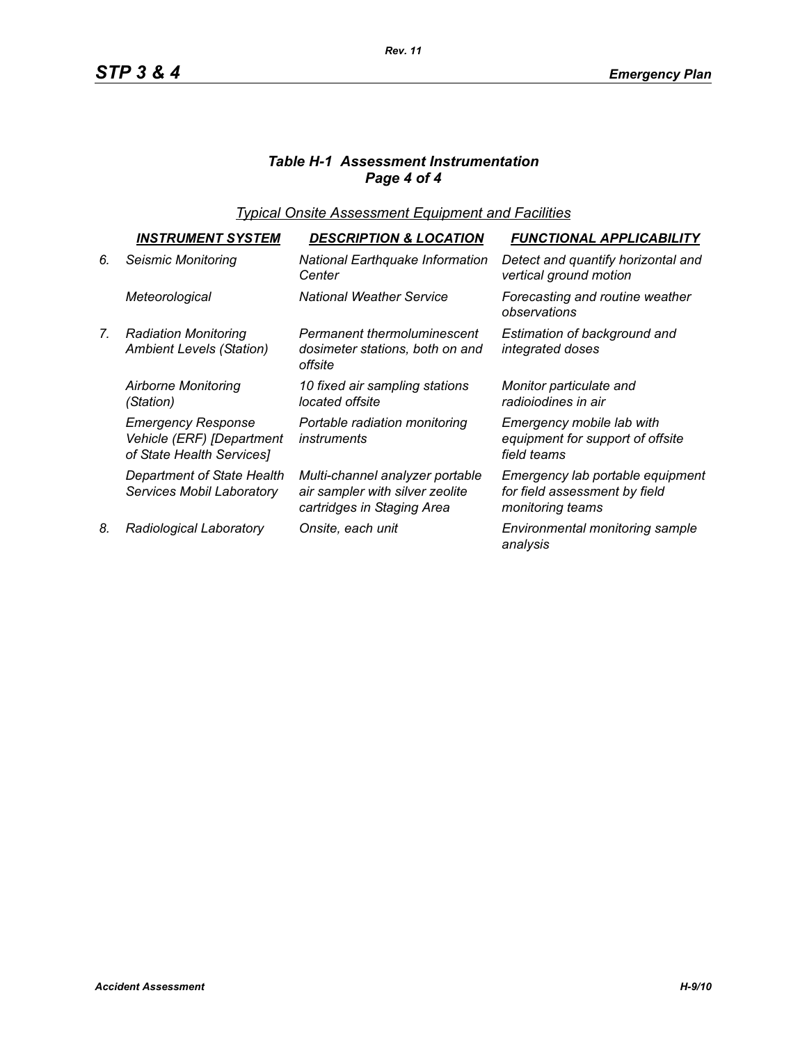### *Table H-1 Assessment Instrumentation*
### *Page 4 of 4*

*Typical Onsite Assessment Equipment and Facilities*

| | INSTRUMENT SYSTEM | DESCRIPTION & LOCATION | FUNCTIONAL APPLICABILITY |
|---|---|---|---|
| *6.* | *Seismic Monitoring* | *National Earthquake Information Center* | *Detect and quantify horizontal and vertical ground motion* |
| | *Meteorological* | *National Weather Service* | *Forecasting and routine weather observations* |
| *7.* | *Radiation Monitoring Ambient Levels (Station)* | *Permanent thermoluminescent dosimeter stations, both on and offsite* | *Estimation of background and integrated doses* |
| | *Airborne Monitoring (Station)* | *10 fixed air sampling stations located offsite* | *Monitor particulate and radioiodines in air* |
| | *Emergency Response Vehicle (ERF) [Department of State Health Services]* | *Portable radiation monitoring instruments* | *Emergency mobile lab with equipment for support of offsite field teams* |
| | *Department of State Health Services Mobil Laboratory* | *Multi-channel analyzer portable air sampler with silver zeolite cartridges in Staging Area* | *Emergency lab portable equipment for field assessment by field monitoring teams* |
| *8.* | *Radiological Laboratory* | *Onsite, each unit* | *Environmental monitoring sample analysis* |